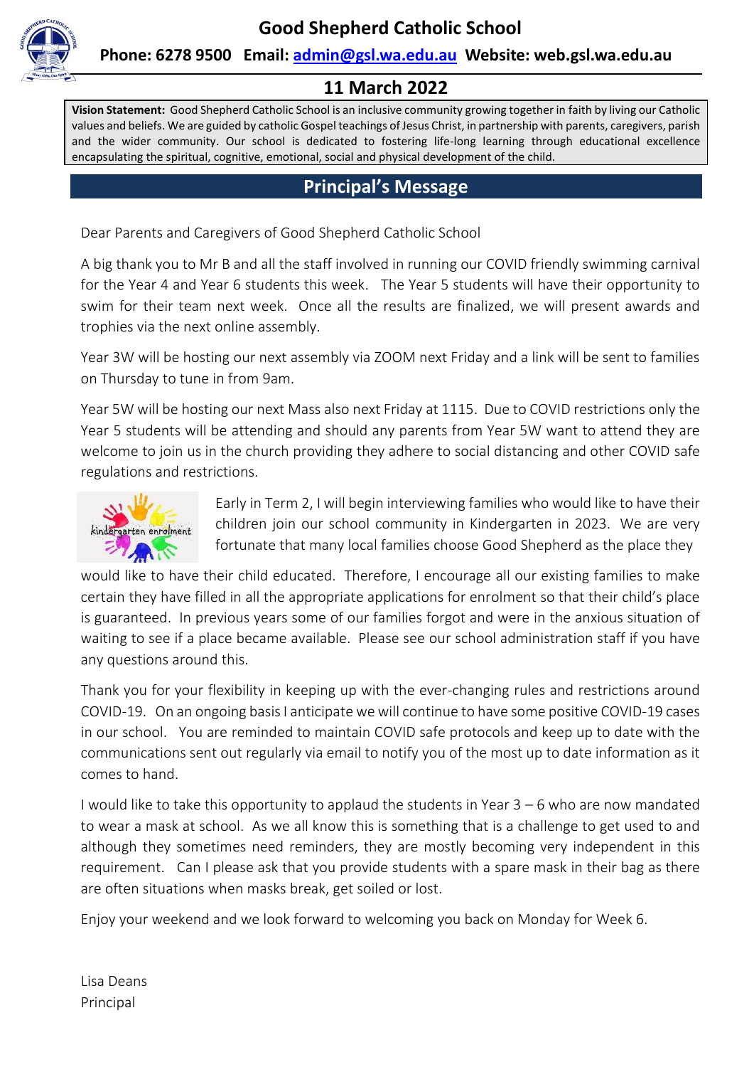# Good Shepherd Catholic School

**Phone: 6278 9500 Email: admin@gsl.wa.edu.au Website: web.gsl.wa.edu.au**

## 11 March 2022

**Vision Statement:** Good Shepherd Catholic School is an inclusive community growing together in faith by living our Catholic values and beliefs. We are guided by catholic Gospel teachings of Jesus Christ, in partnership with parents, caregivers, parish and the wider community. Our school is dedicated to fostering life-long learning through educational excellence encapsulating the spiritual, cognitive, emotional, social and physical development of the child.

## Principal's Message

Dear Parents and Caregivers of Good Shepherd Catholic School

A big thank you to Mr B and all the staff involved in running our COVID friendly swimming carnival for the Year 4 and Year 6 students this week. The Year 5 students will have their opportunity to swim for their team next week. Once all the results are finalized, we will present awards and trophies via the next online assembly.

Year 3W will be hosting our next assembly via ZOOM next Friday and a link will be sent to families on Thursday to tune in from 9am.

Year 5W will be hosting our next Mass also next Friday at 1115. Due to COVID restrictions only the Year 5 students will be attending and should any parents from Year 5W want to attend they are welcome to join us in the church providing they adhere to social distancing and other COVID safe regulations and restrictions.

Early in Term 2, I will begin interviewing families who would like to have their children join our school community in Kindergarten in 2023. We are very fortunate that many local families choose Good Shepherd as the place they would like to have their child educated. Therefore, I encourage all our existing families to make certain they have filled in all the appropriate applications for enrolment so that their child's place is guaranteed. In previous years some of our families forgot and were in the anxious situation of waiting to see if a place became available. Please see our school administration staff if you have any questions around this.

Thank you for your flexibility in keeping up with the ever-changing rules and restrictions around COVID-19. On an ongoing basis I anticipate we will continue to have some positive COVID-19 cases in our school. You are reminded to maintain COVID safe protocols and keep up to date with the communications sent out regularly via email to notify you of the most up to date information as it comes to hand.

I would like to take this opportunity to applaud the students in Year 3 – 6 who are now mandated to wear a mask at school. As we all know this is something that is a challenge to get used to and although they sometimes need reminders, they are mostly becoming very independent in this requirement. Can I please ask that you provide students with a spare mask in their bag as there are often situations when masks break, get soiled or lost.

Enjoy your weekend and we look forward to welcoming you back on Monday for Week 6.

Lisa Deans
Principal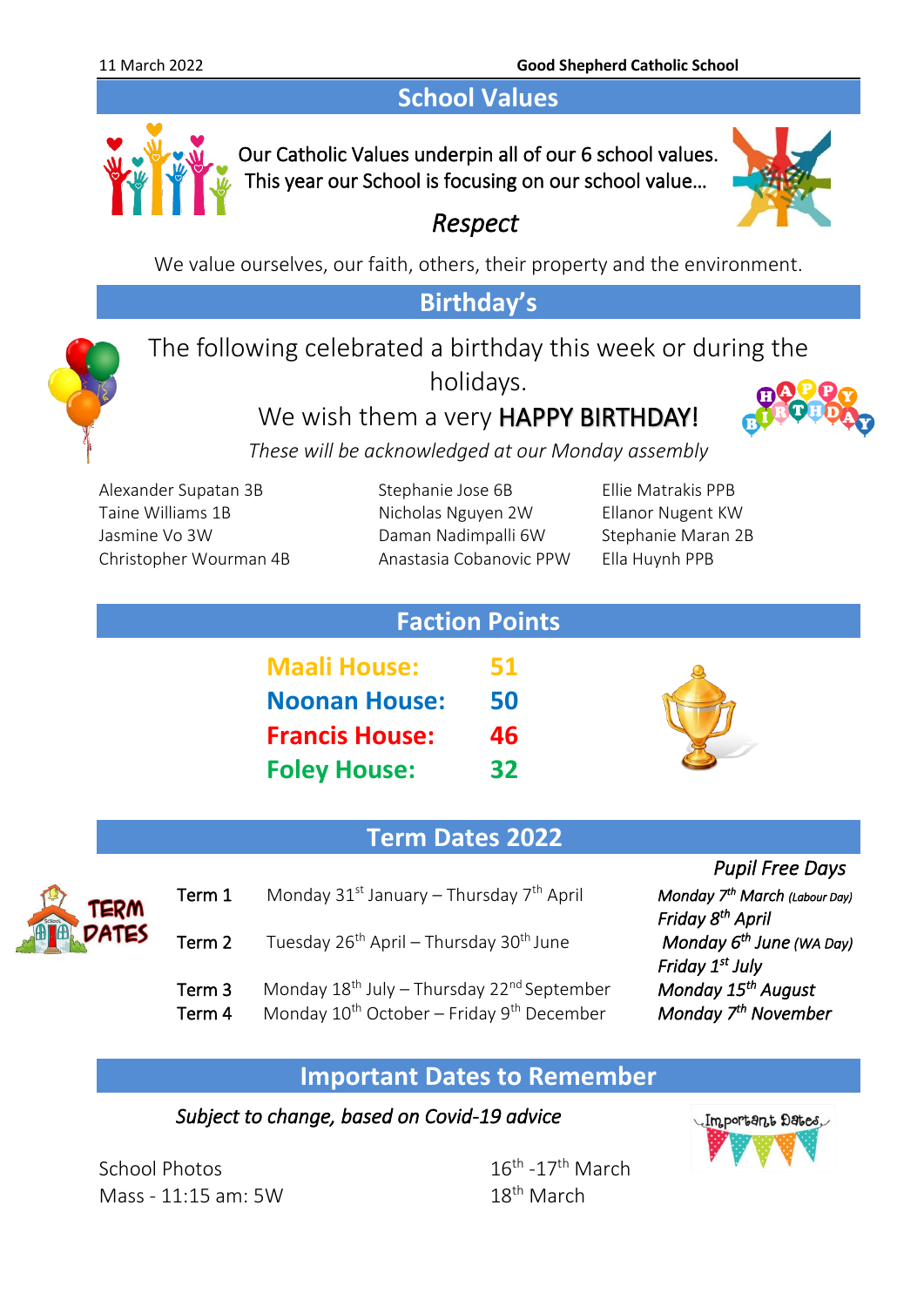## School Values

Our Catholic Values underpin all of our 6 school values.
This year our School is focusing on our school value…

*Respect*

We value ourselves, our faith, others, their property and the environment.

## Birthday's

The following celebrated a birthday this week or during the holidays.

We wish them a very **HAPPY BIRTHDAY!**

*These will be acknowledged at our Monday assembly*

Alexander Supatan 3B
Taine Williams 1B
Jasmine Vo 3W
Christopher Wourman 4B
Stephanie Jose 6B
Nicholas Nguyen 2W
Daman Nadimpalli 6W
Anastasia Cobanovic PPW
Ellie Matrakis PPB
Ellanor Nugent KW
Stephanie Maran 2B
Ella Huynh PPB

## Faction Points

| House | Points |
|---|---|
| **Maali House:** | **51** |
| **Noonan House:** | **50** |
| **Francis House:** | **46** |
| **Foley House:** | **32** |

## Term Dates 2022

| Term | Dates |
|---|---|
| Term 1 | Monday 31st January – Thursday 7th April |
| Term 2 | Tuesday 26th April – Thursday 30th June |
| Term 3 | Monday 18th July – Thursday 22nd September |
| Term 4 | Monday 10th October – Friday 9th December |

*Pupil Free Days*

*Monday 7th March (Labour Day)*
*Friday 8th April*
*Monday 6th June (WA Day)*
*Friday 1st July*
*Monday 15th August*
*Monday 7th November*

## Important Dates to Remember

*Subject to change, based on Covid-19 advice*

| Event | Date |
|---|---|
| School Photos | 16th -17th March |
| Mass - 11:15 am: 5W | 18th March |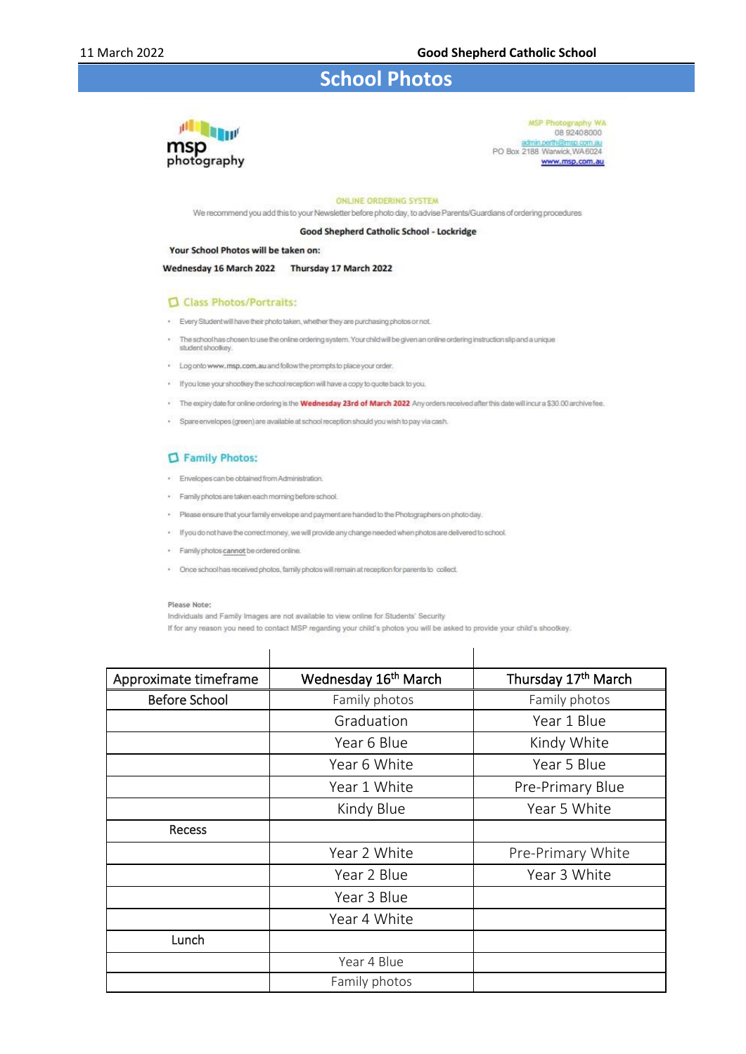# School Photos

msp photography

MSP Photography WA
08 92408000
admin.perth@msp.com.au
PO Box 2188 Warwick, WA 6024
www.msp.com.au

ONLINE ORDERING SYSTEM

We recommend you add this to your Newsletter before photo day, to advise Parents/Guardians of ordering procedures

**Good Shepherd Catholic School - Lockridge**

**Your School Photos will be taken on:**

**Wednesday 16 March 2022 Thursday 17 March 2022**

## Class Photos/Portraits:

- Every Student will have their photo taken, whether they are purchasing photos or not.
- The school has chosen to use the online ordering system. Your child will be given an online ordering instruction slip and a unique student shootkey.
- Log onto **www.msp.com.au** and follow the prompts to place your order.
- If you lose your shootkey the school reception will have a copy to quote back to you.
- The expiry date for online ordering is the **Wednesday 23rd of March 2022** Any orders received after this date will incur a $30.00 archive fee.
- Spare envelopes (green) are available at school reception should you wish to pay via cash.

## Family Photos:

- Envelopes can be obtained from Administration.
- Family photos are taken each morning before school.
- Please ensure that your family envelope and payment are handed to the Photographers on photo day.
- If you do not have the correct money, we will provide any change needed when photos are delivered to school.
- Family photos cannot be ordered online.
- Once school has received photos, family photos will remain at reception for parents to collect.

**Please Note:**
Individuals and Family Images are not available to view online for Students' Security
If for any reason you need to contact MSP regarding your child's photos you will be asked to provide your child's shootkey.

| Approximate timeframe | Wednesday 16th March | Thursday 17th March |
|---|---|---|
| Before School | Family photos | Family photos |
| | Graduation | Year 1 Blue |
| | Year 6 Blue | Kindy White |
| | Year 6 White | Year 5 Blue |
| | Year 1 White | Pre-Primary Blue |
| | Kindy Blue | Year 5 White |
| Recess | | |
| | Year 2 White | Pre-Primary White |
| | Year 2 Blue | Year 3 White |
| | Year 3 Blue | |
| | Year 4 White | |
| Lunch | | |
| | Year 4 Blue | |
| | Family photos | |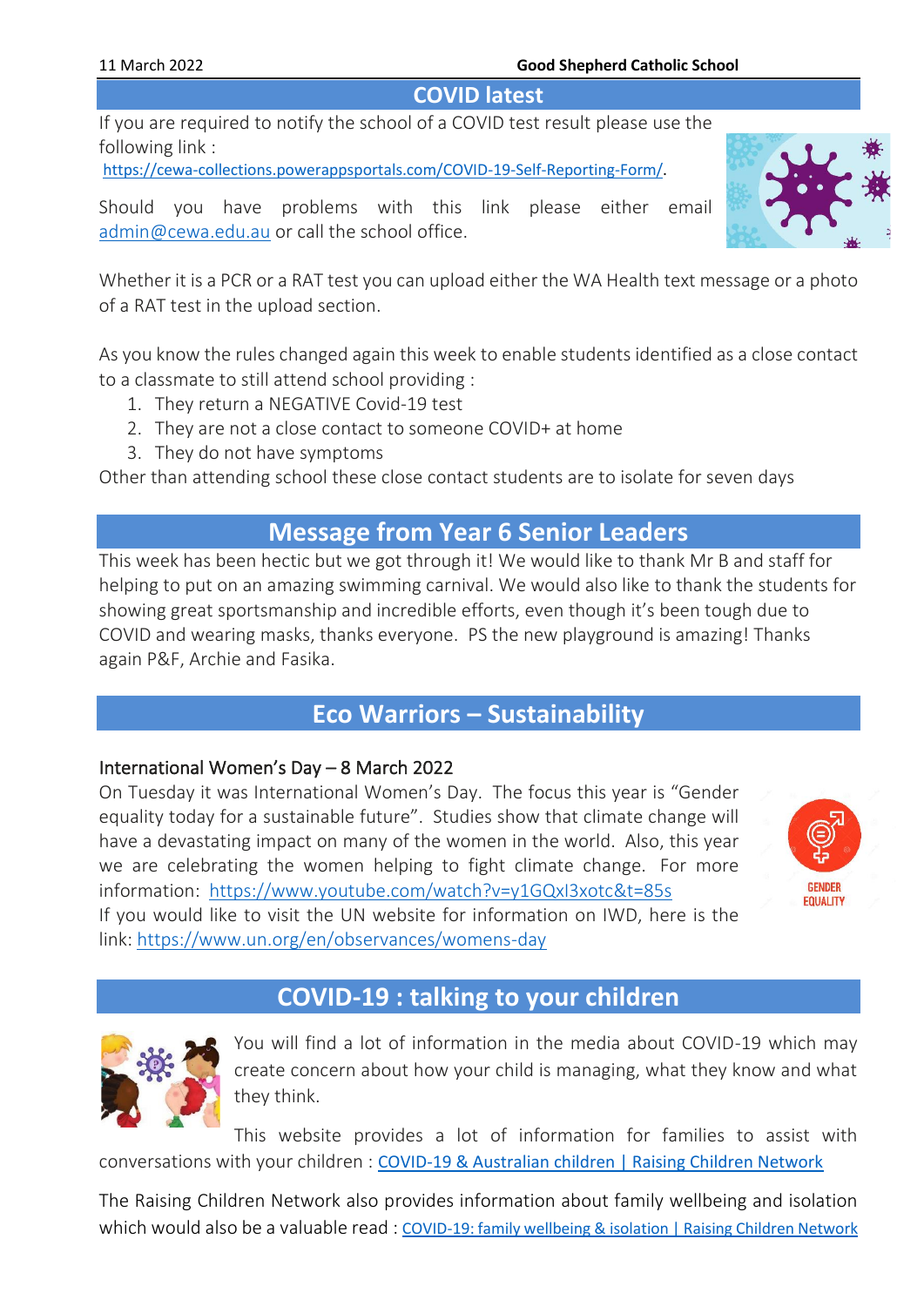## COVID latest

If you are required to notify the school of a COVID test result please use the following link : https://cewa-collections.powerappsportals.com/COVID-19-Self-Reporting-Form/.

Should you have problems with this link please either email admin@cewa.edu.au or call the school office.

Whether it is a PCR or a RAT test you can upload either the WA Health text message or a photo of a RAT test in the upload section.

As you know the rules changed again this week to enable students identified as a close contact to a classmate to still attend school providing :

1. They return a NEGATIVE Covid-19 test
2. They are not a close contact to someone COVID+ at home
3. They do not have symptoms

Other than attending school these close contact students are to isolate for seven days

## Message from Year 6 Senior Leaders

This week has been hectic but we got through it! We would like to thank Mr B and staff for helping to put on an amazing swimming carnival. We would also like to thank the students for showing great sportsmanship and incredible efforts, even though it's been tough due to COVID and wearing masks, thanks everyone. PS the new playground is amazing! Thanks again P&F, Archie and Fasika.

## Eco Warriors – Sustainability

### International Women's Day – 8 March 2022

On Tuesday it was International Women's Day. The focus this year is "Gender equality today for a sustainable future". Studies show that climate change will have a devastating impact on many of the women in the world. Also, this year we are celebrating the women helping to fight climate change. For more information: https://www.youtube.com/watch?v=y1GQxl3xotc&t=85s

If you would like to visit the UN website for information on IWD, here is the link: https://www.un.org/en/observances/womens-day

## COVID-19 : talking to your children

You will find a lot of information in the media about COVID-19 which may create concern about how your child is managing, what they know and what they think.

This website provides a lot of information for families to assist with conversations with your children : COVID-19 & Australian children | Raising Children Network

The Raising Children Network also provides information about family wellbeing and isolation which would also be a valuable read : COVID-19: family wellbeing & isolation | Raising Children Network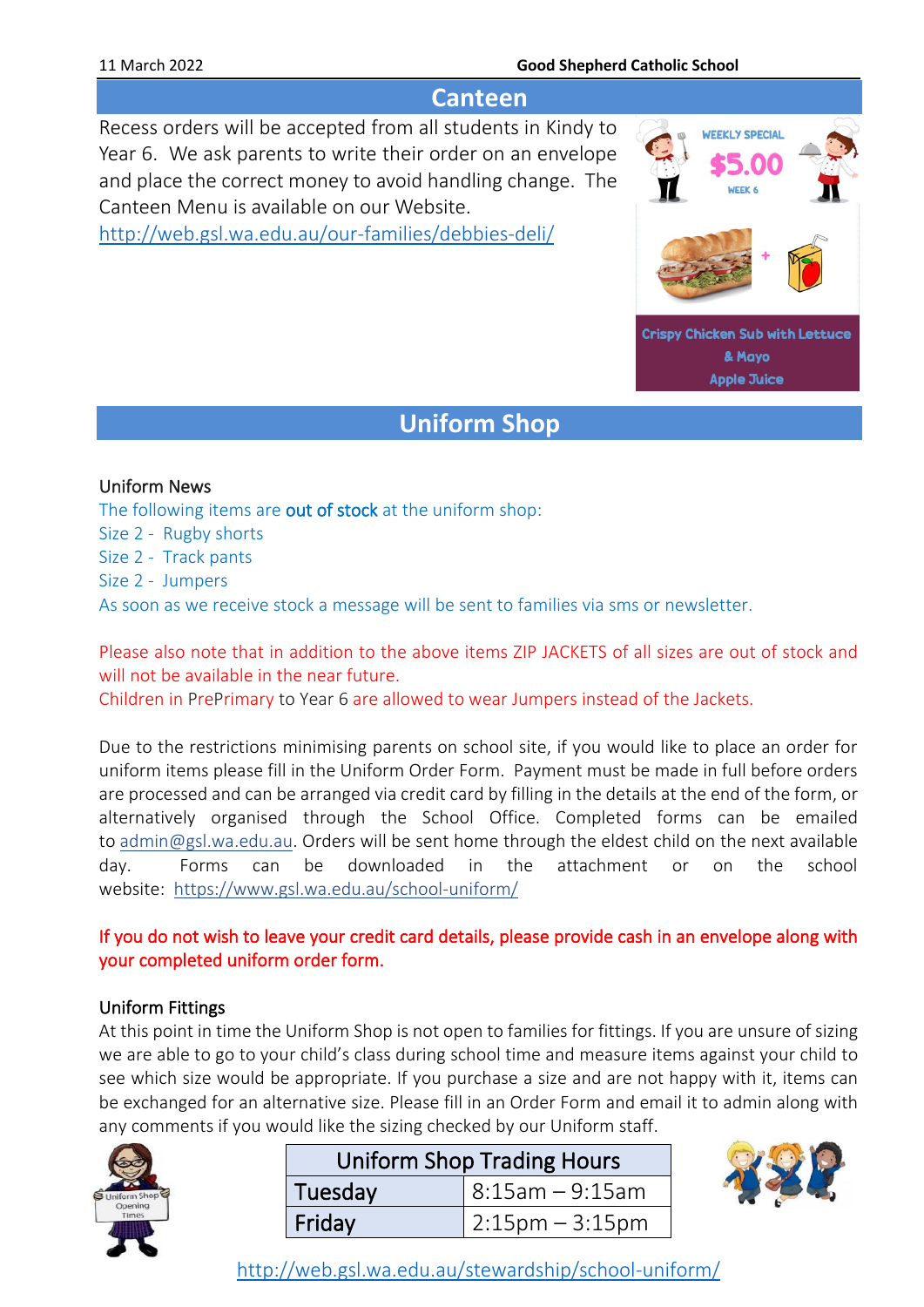## Canteen

Recess orders will be accepted from all students in Kindy to Year 6. We ask parents to write their order on an envelope and place the correct money to avoid handling change. The Canteen Menu is available on our Website.

http://web.gsl.wa.edu.au/our-families/debbies-deli/

WEEKLY SPECIAL $5.00 WEEK 6

Crispy Chicken Sub with Lettuce & Mayo
Apple Juice

## Uniform Shop

### Uniform News

The following items are **out of stock** at the uniform shop:

Size 2 - Rugby shorts
Size 2 - Track pants
Size 2 - Jumpers

As soon as we receive stock a message will be sent to families via sms or newsletter.

Please also note that in addition to the above items ZIP JACKETS of all sizes are out of stock and will not be available in the near future.
Children in PrePrimary to Year 6 are allowed to wear Jumpers instead of the Jackets.

Due to the restrictions minimising parents on school site, if you would like to place an order for uniform items please fill in the Uniform Order Form. Payment must be made in full before orders are processed and can be arranged via credit card by filling in the details at the end of the form, or alternatively organised through the School Office. Completed forms can be emailed to admin@gsl.wa.edu.au. Orders will be sent home through the eldest child on the next available day. Forms can be downloaded in the attachment or on the school website: https://www.gsl.wa.edu.au/school-uniform/

**If you do not wish to leave your credit card details, please provide cash in an envelope along with your completed uniform order form.**

### Uniform Fittings

At this point in time the Uniform Shop is not open to families for fittings. If you are unsure of sizing we are able to go to your child's class during school time and measure items against your child to see which size would be appropriate. If you purchase a size and are not happy with it, items can be exchanged for an alternative size. Please fill in an Order Form and email it to admin along with any comments if you would like the sizing checked by our Uniform staff.

| Uniform Shop Trading Hours | |
|---|---|
| Tuesday | 8:15am – 9:15am |
| Friday | 2:15pm – 3:15pm |

http://web.gsl.wa.edu.au/stewardship/school-uniform/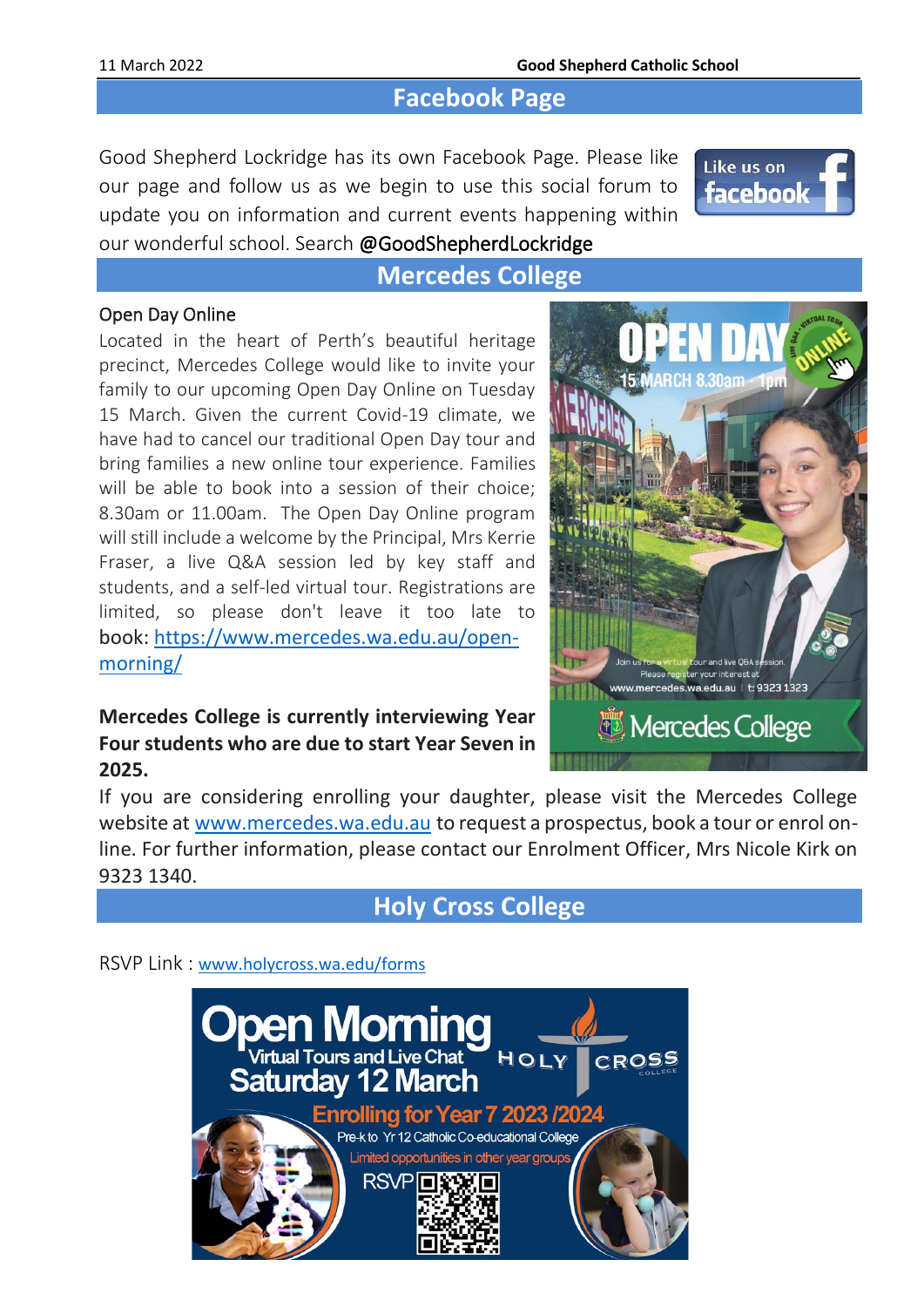## Facebook Page

Good Shepherd Lockridge has its own Facebook Page. Please like our page and follow us as we begin to use this social forum to update you on information and current events happening within our wonderful school. Search @GoodShepherdLockridge

## Mercedes College

Open Day Online

Located in the heart of Perth's beautiful heritage precinct, Mercedes College would like to invite your family to our upcoming Open Day Online on Tuesday 15 March. Given the current Covid-19 climate, we have had to cancel our traditional Open Day tour and bring families a new online tour experience. Families will be able to book into a session of their choice; 8.30am or 11.00am. The Open Day Online program will still include a welcome by the Principal, Mrs Kerrie Fraser, a live Q&A session led by key staff and students, and a self-led virtual tour. Registrations are limited, so please don't leave it too late to book: https://www.mercedes.wa.edu.au/open-morning/

**Mercedes College is currently interviewing Year Four students who are due to start Year Seven in 2025.**

If you are considering enrolling your daughter, please visit the Mercedes College website at www.mercedes.wa.edu.au to request a prospectus, book a tour or enrol on-line. For further information, please contact our Enrolment Officer, Mrs Nicole Kirk on 9323 1340.

## Holy Cross College

RSVP Link : www.holycross.wa.edu/forms